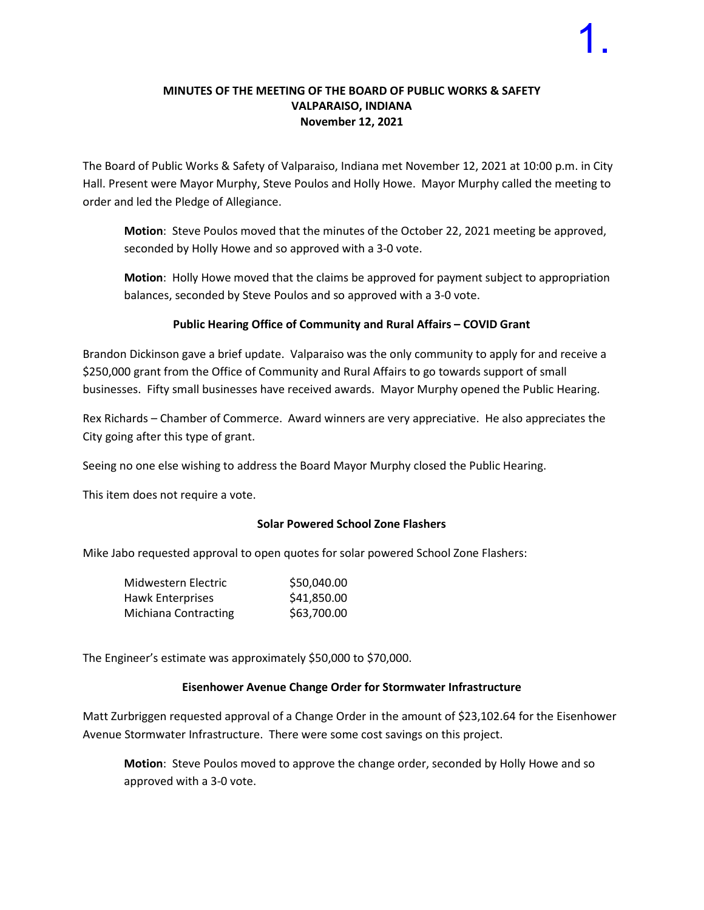# MINUTES OF THE MEETING OF THE BOARD OF PUBLIC WORKS & SAFETY
## VALPARAISO, INDIANA
## November 12, 2021

The Board of Public Works & Safety of Valparaiso, Indiana met November 12, 2021 at 10:00 p.m. in City Hall. Present were Mayor Murphy, Steve Poulos and Holly Howe. Mayor Murphy called the meeting to order and led the Pledge of Allegiance.

> **Motion**: Steve Poulos moved that the minutes of the October 22, 2021 meeting be approved, seconded by Holly Howe and so approved with a 3-0 vote.
>
> **Motion**: Holly Howe moved that the claims be approved for payment subject to appropriation balances, seconded by Steve Poulos and so approved with a 3-0 vote.

### Public Hearing Office of Community and Rural Affairs – COVID Grant

Brandon Dickinson gave a brief update. Valparaiso was the only community to apply for and receive a $250,000 grant from the Office of Community and Rural Affairs to go towards support of small businesses. Fifty small businesses have received awards. Mayor Murphy opened the Public Hearing.

Rex Richards – Chamber of Commerce. Award winners are very appreciative. He also appreciates the City going after this type of grant.

Seeing no one else wishing to address the Board Mayor Murphy closed the Public Hearing.

This item does not require a vote.

### Solar Powered School Zone Flashers

Mike Jabo requested approval to open quotes for solar powered School Zone Flashers:

| | |
|---|---|
| Midwestern Electric | $50,040.00 |
| Hawk Enterprises | $41,850.00 |
| Michiana Contracting | $63,700.00 |

The Engineer's estimate was approximately $50,000 to $70,000.

### Eisenhower Avenue Change Order for Stormwater Infrastructure

Matt Zurbriggen requested approval of a Change Order in the amount of $23,102.64 for the Eisenhower Avenue Stormwater Infrastructure. There were some cost savings on this project.

> **Motion**: Steve Poulos moved to approve the change order, seconded by Holly Howe and so approved with a 3-0 vote.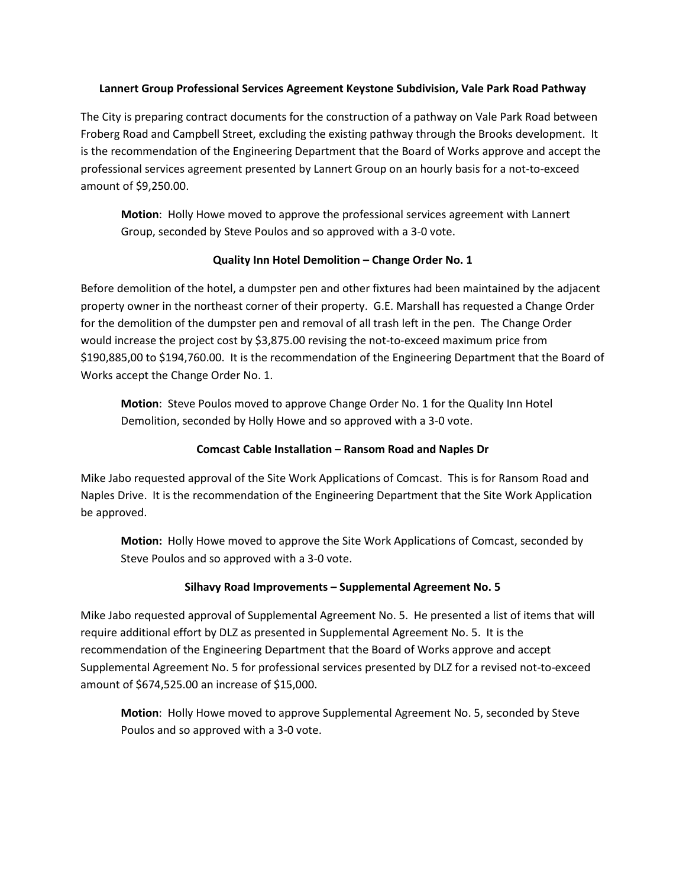**Lannert Group Professional Services Agreement Keystone Subdivision, Vale Park Road Pathway**

The City is preparing contract documents for the construction of a pathway on Vale Park Road between Froberg Road and Campbell Street, excluding the existing pathway through the Brooks development. It is the recommendation of the Engineering Department that the Board of Works approve and accept the professional services agreement presented by Lannert Group on an hourly basis for a not-to-exceed amount of $9,250.00.

> **Motion**: Holly Howe moved to approve the professional services agreement with Lannert Group, seconded by Steve Poulos and so approved with a 3-0 vote.

**Quality Inn Hotel Demolition – Change Order No. 1**

Before demolition of the hotel, a dumpster pen and other fixtures had been maintained by the adjacent property owner in the northeast corner of their property. G.E. Marshall has requested a Change Order for the demolition of the dumpster pen and removal of all trash left in the pen. The Change Order would increase the project cost by $3,875.00 revising the not-to-exceed maximum price from $190,885,00 to $194,760.00. It is the recommendation of the Engineering Department that the Board of Works accept the Change Order No. 1.

> **Motion**: Steve Poulos moved to approve Change Order No. 1 for the Quality Inn Hotel Demolition, seconded by Holly Howe and so approved with a 3-0 vote.

**Comcast Cable Installation – Ransom Road and Naples Dr**

Mike Jabo requested approval of the Site Work Applications of Comcast. This is for Ransom Road and Naples Drive. It is the recommendation of the Engineering Department that the Site Work Application be approved.

> **Motion:** Holly Howe moved to approve the Site Work Applications of Comcast, seconded by Steve Poulos and so approved with a 3-0 vote.

**Silhavy Road Improvements – Supplemental Agreement No. 5**

Mike Jabo requested approval of Supplemental Agreement No. 5. He presented a list of items that will require additional effort by DLZ as presented in Supplemental Agreement No. 5. It is the recommendation of the Engineering Department that the Board of Works approve and accept Supplemental Agreement No. 5 for professional services presented by DLZ for a revised not-to-exceed amount of $674,525.00 an increase of $15,000.

> **Motion**: Holly Howe moved to approve Supplemental Agreement No. 5, seconded by Steve Poulos and so approved with a 3-0 vote.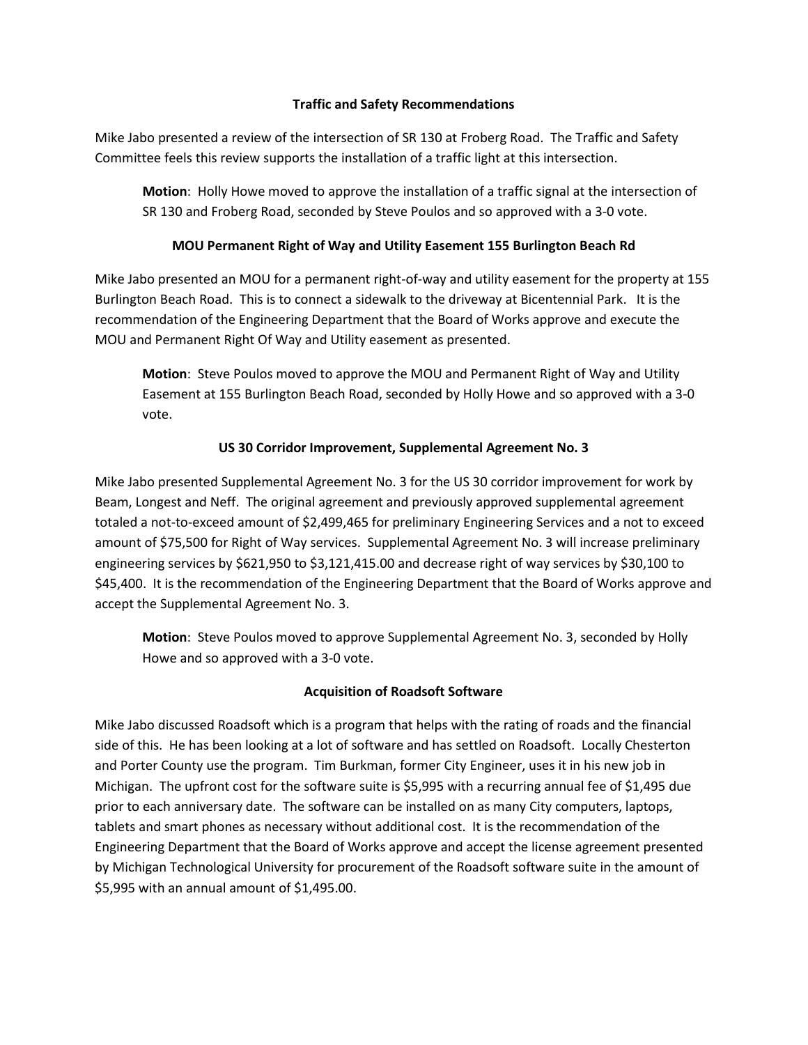## Traffic and Safety Recommendations

Mike Jabo presented a review of the intersection of SR 130 at Froberg Road. The Traffic and Safety Committee feels this review supports the installation of a traffic light at this intersection.

> **Motion**: Holly Howe moved to approve the installation of a traffic signal at the intersection of SR 130 and Froberg Road, seconded by Steve Poulos and so approved with a 3-0 vote.

## MOU Permanent Right of Way and Utility Easement 155 Burlington Beach Rd

Mike Jabo presented an MOU for a permanent right-of-way and utility easement for the property at 155 Burlington Beach Road. This is to connect a sidewalk to the driveway at Bicentennial Park. It is the recommendation of the Engineering Department that the Board of Works approve and execute the MOU and Permanent Right Of Way and Utility easement as presented.

> **Motion**: Steve Poulos moved to approve the MOU and Permanent Right of Way and Utility Easement at 155 Burlington Beach Road, seconded by Holly Howe and so approved with a 3-0 vote.

## US 30 Corridor Improvement, Supplemental Agreement No. 3

Mike Jabo presented Supplemental Agreement No. 3 for the US 30 corridor improvement for work by Beam, Longest and Neff. The original agreement and previously approved supplemental agreement totaled a not-to-exceed amount of $2,499,465 for preliminary Engineering Services and a not to exceed amount of $75,500 for Right of Way services. Supplemental Agreement No. 3 will increase preliminary engineering services by $621,950 to $3,121,415.00 and decrease right of way services by $30,100 to $45,400. It is the recommendation of the Engineering Department that the Board of Works approve and accept the Supplemental Agreement No. 3.

> **Motion**: Steve Poulos moved to approve Supplemental Agreement No. 3, seconded by Holly Howe and so approved with a 3-0 vote.

## Acquisition of Roadsoft Software

Mike Jabo discussed Roadsoft which is a program that helps with the rating of roads and the financial side of this. He has been looking at a lot of software and has settled on Roadsoft. Locally Chesterton and Porter County use the program. Tim Burkman, former City Engineer, uses it in his new job in Michigan. The upfront cost for the software suite is $5,995 with a recurring annual fee of $1,495 due prior to each anniversary date. The software can be installed on as many City computers, laptops, tablets and smart phones as necessary without additional cost. It is the recommendation of the Engineering Department that the Board of Works approve and accept the license agreement presented by Michigan Technological University for procurement of the Roadsoft software suite in the amount of $5,995 with an annual amount of $1,495.00.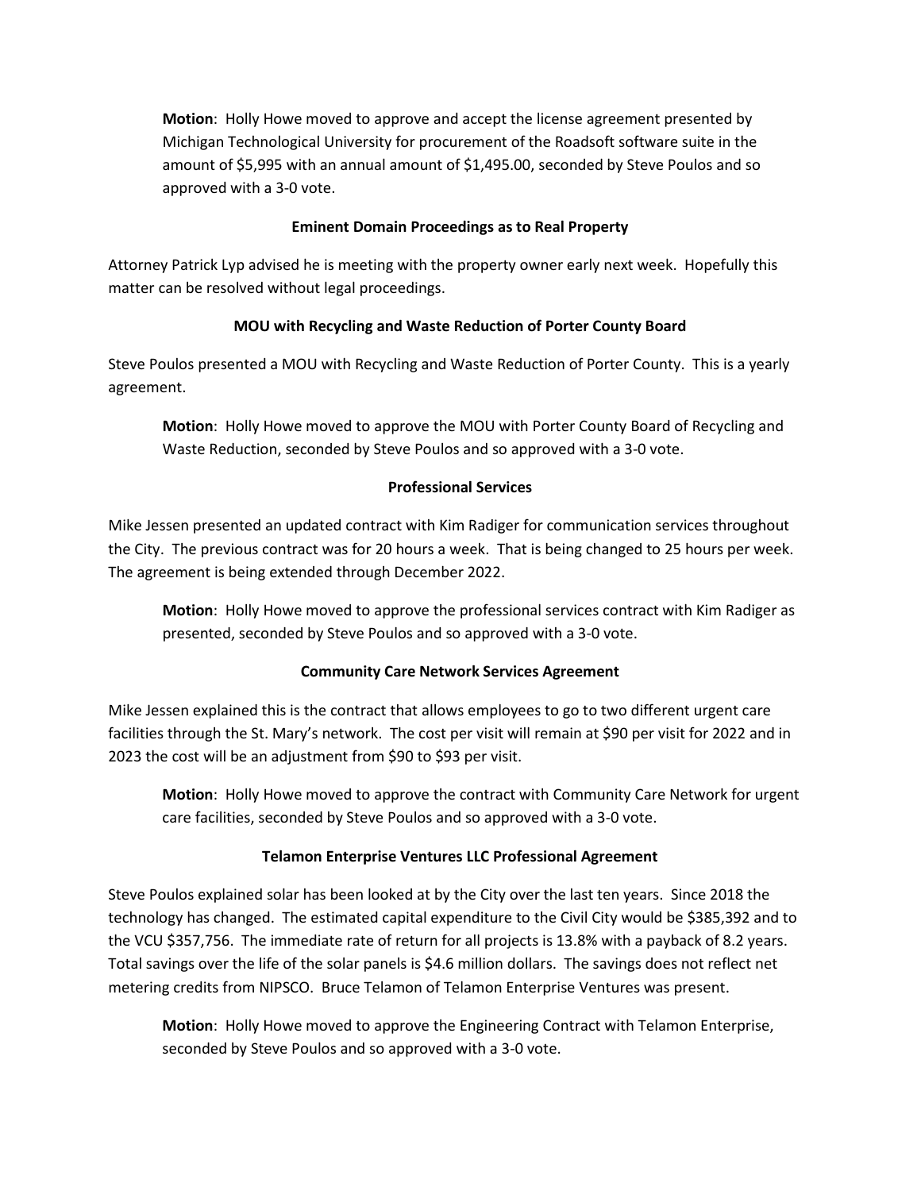**Motion**: Holly Howe moved to approve and accept the license agreement presented by Michigan Technological University for procurement of the Roadsoft software suite in the amount of $5,995 with an annual amount of $1,495.00, seconded by Steve Poulos and so approved with a 3-0 vote.

**Eminent Domain Proceedings as to Real Property**

Attorney Patrick Lyp advised he is meeting with the property owner early next week. Hopefully this matter can be resolved without legal proceedings.

**MOU with Recycling and Waste Reduction of Porter County Board**

Steve Poulos presented a MOU with Recycling and Waste Reduction of Porter County. This is a yearly agreement.

**Motion**: Holly Howe moved to approve the MOU with Porter County Board of Recycling and Waste Reduction, seconded by Steve Poulos and so approved with a 3-0 vote.

**Professional Services**

Mike Jessen presented an updated contract with Kim Radiger for communication services throughout the City. The previous contract was for 20 hours a week. That is being changed to 25 hours per week. The agreement is being extended through December 2022.

**Motion**: Holly Howe moved to approve the professional services contract with Kim Radiger as presented, seconded by Steve Poulos and so approved with a 3-0 vote.

**Community Care Network Services Agreement**

Mike Jessen explained this is the contract that allows employees to go to two different urgent care facilities through the St. Mary's network. The cost per visit will remain at $90 per visit for 2022 and in 2023 the cost will be an adjustment from $90 to $93 per visit.

**Motion**: Holly Howe moved to approve the contract with Community Care Network for urgent care facilities, seconded by Steve Poulos and so approved with a 3-0 vote.

**Telamon Enterprise Ventures LLC Professional Agreement**

Steve Poulos explained solar has been looked at by the City over the last ten years. Since 2018 the technology has changed. The estimated capital expenditure to the Civil City would be $385,392 and to the VCU $357,756. The immediate rate of return for all projects is 13.8% with a payback of 8.2 years. Total savings over the life of the solar panels is $4.6 million dollars. The savings does not reflect net metering credits from NIPSCO. Bruce Telamon of Telamon Enterprise Ventures was present.

**Motion**: Holly Howe moved to approve the Engineering Contract with Telamon Enterprise, seconded by Steve Poulos and so approved with a 3-0 vote.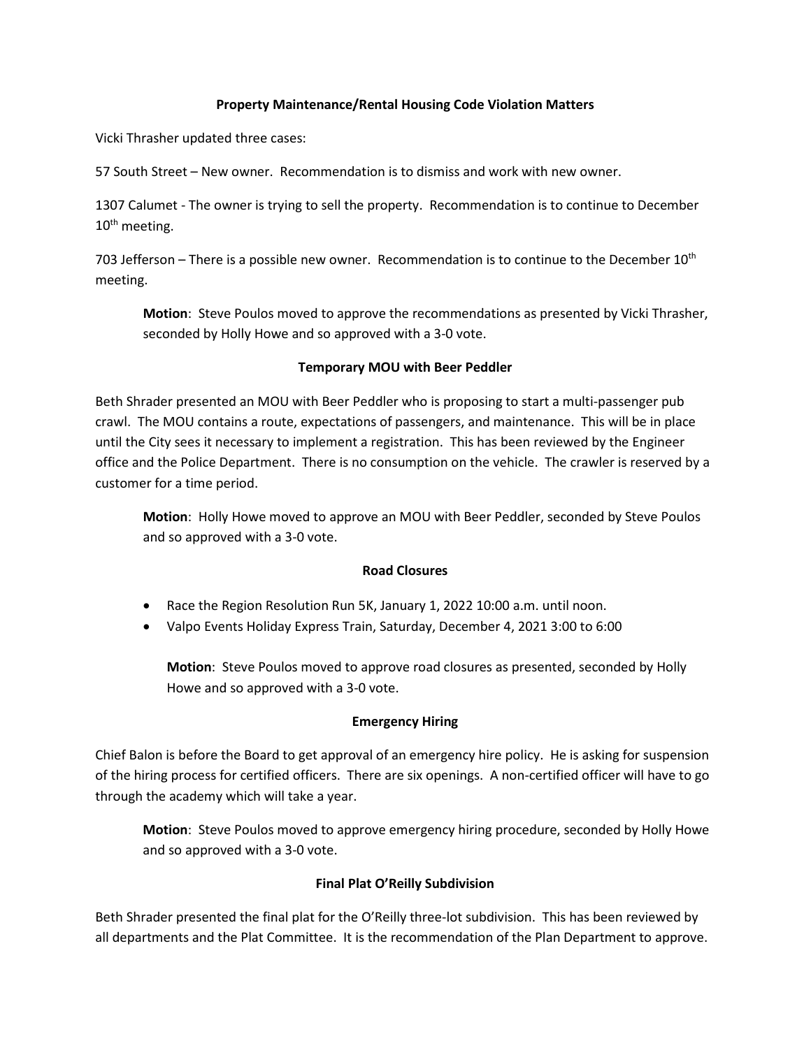**Property Maintenance/Rental Housing Code Violation Matters**

Vicki Thrasher updated three cases:

57 South Street – New owner. Recommendation is to dismiss and work with new owner.

1307 Calumet - The owner is trying to sell the property. Recommendation is to continue to December 10th meeting.

703 Jefferson – There is a possible new owner. Recommendation is to continue to the December 10th meeting.

> **Motion**: Steve Poulos moved to approve the recommendations as presented by Vicki Thrasher, seconded by Holly Howe and so approved with a 3-0 vote.

**Temporary MOU with Beer Peddler**

Beth Shrader presented an MOU with Beer Peddler who is proposing to start a multi-passenger pub crawl. The MOU contains a route, expectations of passengers, and maintenance. This will be in place until the City sees it necessary to implement a registration. This has been reviewed by the Engineer office and the Police Department. There is no consumption on the vehicle. The crawler is reserved by a customer for a time period.

> **Motion**: Holly Howe moved to approve an MOU with Beer Peddler, seconded by Steve Poulos and so approved with a 3-0 vote.

**Road Closures**

- Race the Region Resolution Run 5K, January 1, 2022 10:00 a.m. until noon.
- Valpo Events Holiday Express Train, Saturday, December 4, 2021 3:00 to 6:00

> **Motion**: Steve Poulos moved to approve road closures as presented, seconded by Holly Howe and so approved with a 3-0 vote.

**Emergency Hiring**

Chief Balon is before the Board to get approval of an emergency hire policy. He is asking for suspension of the hiring process for certified officers. There are six openings. A non-certified officer will have to go through the academy which will take a year.

> **Motion**: Steve Poulos moved to approve emergency hiring procedure, seconded by Holly Howe and so approved with a 3-0 vote.

**Final Plat O'Reilly Subdivision**

Beth Shrader presented the final plat for the O'Reilly three-lot subdivision. This has been reviewed by all departments and the Plat Committee. It is the recommendation of the Plan Department to approve.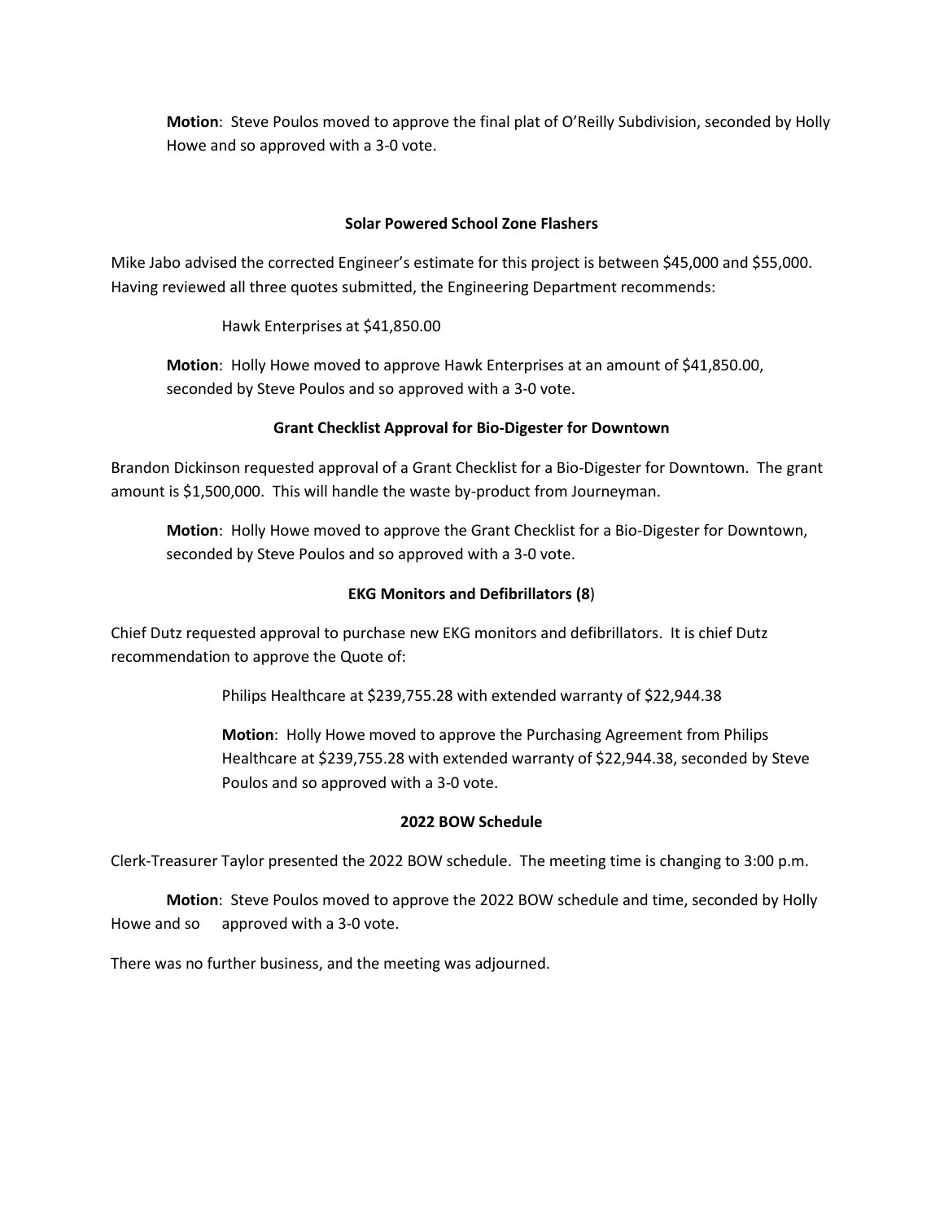**Motion**: Steve Poulos moved to approve the final plat of O'Reilly Subdivision, seconded by Holly Howe and so approved with a 3-0 vote.

**Solar Powered School Zone Flashers**

Mike Jabo advised the corrected Engineer's estimate for this project is between $45,000 and $55,000. Having reviewed all three quotes submitted, the Engineering Department recommends:

Hawk Enterprises at $41,850.00

**Motion**: Holly Howe moved to approve Hawk Enterprises at an amount of $41,850.00, seconded by Steve Poulos and so approved with a 3-0 vote.

**Grant Checklist Approval for Bio-Digester for Downtown**

Brandon Dickinson requested approval of a Grant Checklist for a Bio-Digester for Downtown. The grant amount is $1,500,000. This will handle the waste by-product from Journeyman.

**Motion**: Holly Howe moved to approve the Grant Checklist for a Bio-Digester for Downtown, seconded by Steve Poulos and so approved with a 3-0 vote.

**EKG Monitors and Defibrillators (8**)

Chief Dutz requested approval to purchase new EKG monitors and defibrillators. It is chief Dutz recommendation to approve the Quote of:

Philips Healthcare at $239,755.28 with extended warranty of $22,944.38

**Motion**: Holly Howe moved to approve the Purchasing Agreement from Philips Healthcare at $239,755.28 with extended warranty of $22,944.38, seconded by Steve Poulos and so approved with a 3-0 vote.

**2022 BOW Schedule**

Clerk-Treasurer Taylor presented the 2022 BOW schedule. The meeting time is changing to 3:00 p.m.

**Motion**: Steve Poulos moved to approve the 2022 BOW schedule and time, seconded by Holly Howe and so approved with a 3-0 vote.

There was no further business, and the meeting was adjourned.